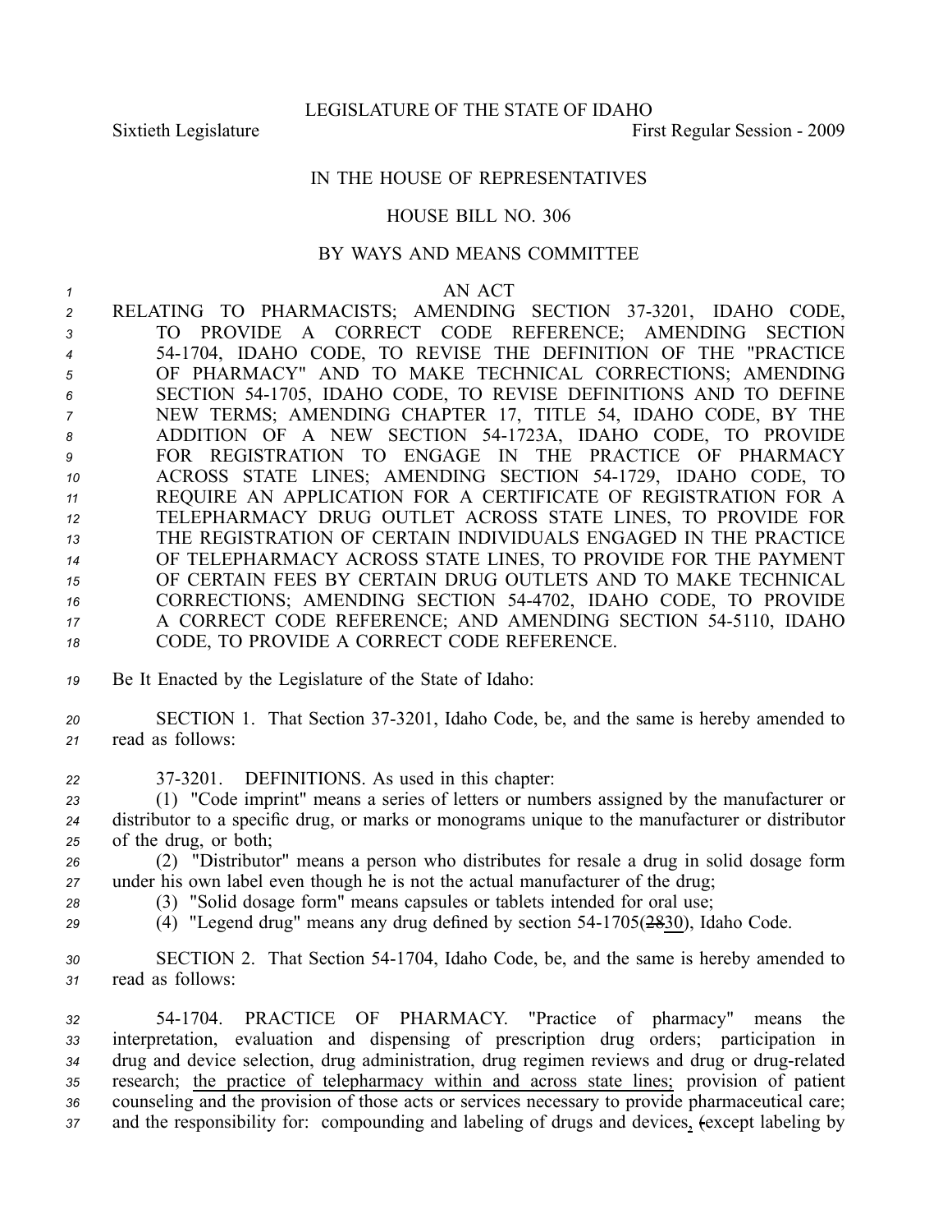LEGISLATURE OF THE STATE OF IDAHO

Sixtieth Legislature First Regular Session - 2009

IN THE HOUSE OF REPRESENTATIVES

HOUSE BILL NO. 306

BY WAYS AND MEANS COMMITTEE

AN ACT

RELATING TO PHARMACISTS; AMENDING SECTION 37-3201, IDAHO CODE, TO PROVIDE A CORRECT CODE REFERENCE; AMENDING SECTION 54-1704, IDAHO CODE, TO REVISE THE DEFINITION OF THE "PRACTICE OF PHARMACY" AND TO MAKE TECHNICAL CORRECTIONS; AMENDING SECTION 54-1705, IDAHO CODE, TO REVISE DEFINITIONS AND TO DEFINE NEW TERMS; AMENDING CHAPTER 17, TITLE 54, IDAHO CODE, BY THE ADDITION OF A NEW SECTION 54-1723A, IDAHO CODE, TO PROVIDE FOR REGISTRATION TO ENGAGE IN THE PRACTICE OF PHARMACY ACROSS STATE LINES; AMENDING SECTION 54-1729, IDAHO CODE, TO REQUIRE AN APPLICATION FOR A CERTIFICATE OF REGISTRATION FOR A TELEPHARMACY DRUG OUTLET ACROSS STATE LINES, TO PROVIDE FOR THE REGISTRATION OF CERTAIN INDIVIDUALS ENGAGED IN THE PRACTICE OF TELEPHARMACY ACROSS STATE LINES, TO PROVIDE FOR THE PAYMENT OF CERTAIN FEES BY CERTAIN DRUG OUTLETS AND TO MAKE TECHNICAL CORRECTIONS; AMENDING SECTION 54-4702, IDAHO CODE, TO PROVIDE A CORRECT CODE REFERENCE; AND AMENDING SECTION 54-5110, IDAHO CODE, TO PROVIDE A CORRECT CODE REFERENCE.

Be It Enacted by the Legislature of the State of Idaho:

SECTION 1. That Section 37-3201, Idaho Code, be, and the same is hereby amended to read as follows:

37-3201. DEFINITIONS. As used in this chapter:

(1) "Code imprint" means a series of letters or numbers assigned by the manufacturer or distributor to a specific drug, or marks or monograms unique to the manufacturer or distributor of the drug, or both;

(2) "Distributor" means a person who distributes for resale a drug in solid dosage form under his own label even though he is not the actual manufacturer of the drug;

(3) "Solid dosage form" means capsules or tablets intended for oral use;

(4) "Legend drug" means any drug defined by section 54-1705(~~28~~30), Idaho Code.

SECTION 2. That Section 54-1704, Idaho Code, be, and the same is hereby amended to read as follows:

54-1704. PRACTICE OF PHARMACY. "Practice of pharmacy" means the interpretation, evaluation and dispensing of prescription drug orders; participation in drug and device selection, drug administration, drug regimen reviews and drug or drug-related research; the practice of telepharmacy within and across state lines; provision of patient counseling and the provision of those acts or services necessary to provide pharmaceutical care; and the responsibility for: compounding and labeling of drugs and devices, ~~(~~except labeling by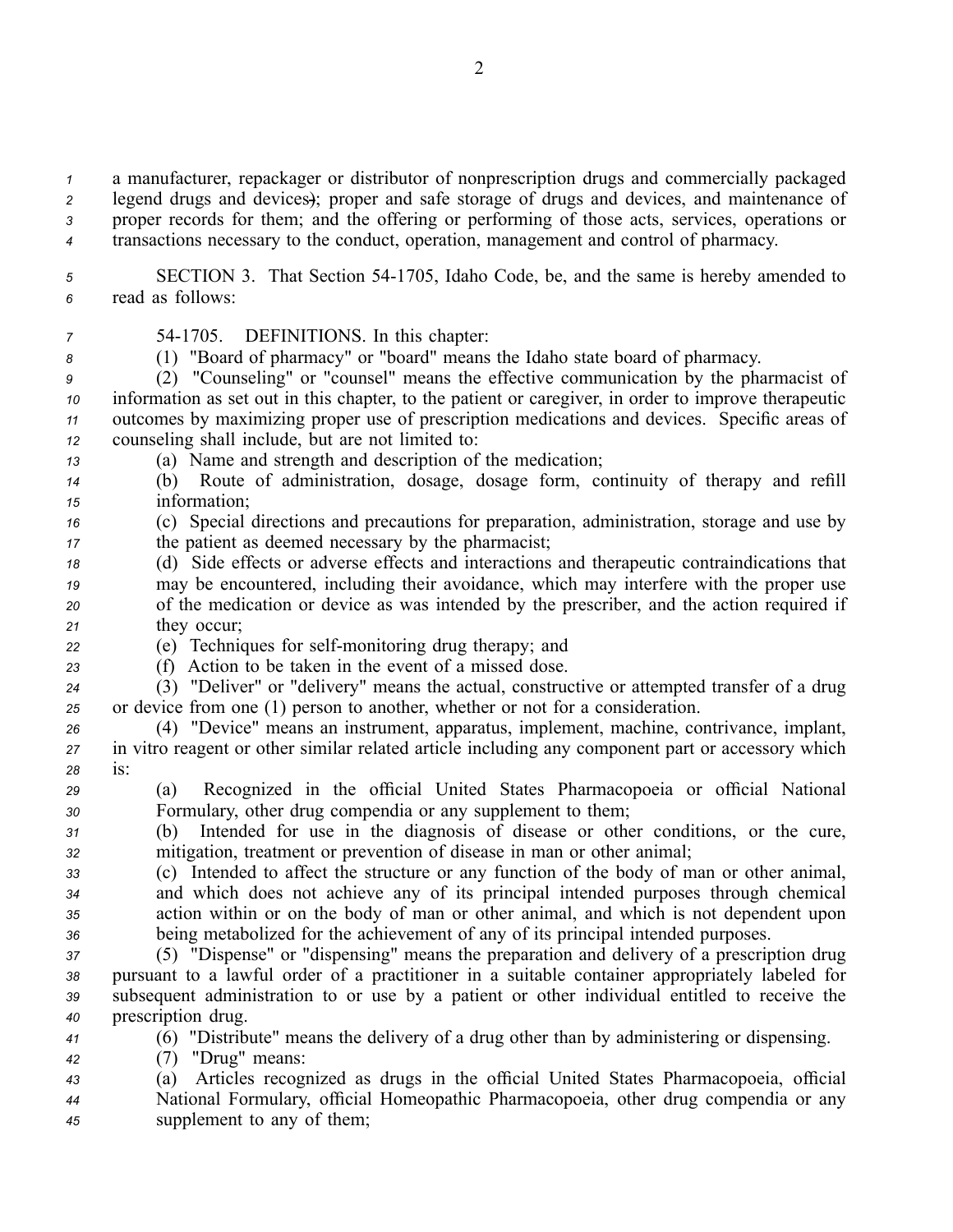a manufacturer, repackager or distributor of nonprescription drugs and commercially packaged legend drugs and devices); proper and safe storage of drugs and devices, and maintenance of proper records for them; and the offering or performing of those acts, services, operations or transactions necessary to the conduct, operation, management and control of pharmacy.

SECTION 3. That Section 54-1705, Idaho Code, be, and the same is hereby amended to read as follows:

54-1705. DEFINITIONS. In this chapter:

(1) "Board of pharmacy" or "board" means the Idaho state board of pharmacy.

(2) "Counseling" or "counsel" means the effective communication by the pharmacist of information as set out in this chapter, to the patient or caregiver, in order to improve therapeutic outcomes by maximizing proper use of prescription medications and devices. Specific areas of counseling shall include, but are not limited to:

(a) Name and strength and description of the medication;

(b) Route of administration, dosage, dosage form, continuity of therapy and refill information;

(c) Special directions and precautions for preparation, administration, storage and use by the patient as deemed necessary by the pharmacist;

(d) Side effects or adverse effects and interactions and therapeutic contraindications that may be encountered, including their avoidance, which may interfere with the proper use of the medication or device as was intended by the prescriber, and the action required if they occur;

(e) Techniques for self-monitoring drug therapy; and

(f) Action to be taken in the event of a missed dose.

(3) "Deliver" or "delivery" means the actual, constructive or attempted transfer of a drug or device from one (1) person to another, whether or not for a consideration.

(4) "Device" means an instrument, apparatus, implement, machine, contrivance, implant, in vitro reagent or other similar related article including any component part or accessory which is:

(a) Recognized in the official United States Pharmacopoeia or official National Formulary, other drug compendia or any supplement to them;

(b) Intended for use in the diagnosis of disease or other conditions, or the cure, mitigation, treatment or prevention of disease in man or other animal;

(c) Intended to affect the structure or any function of the body of man or other animal, and which does not achieve any of its principal intended purposes through chemical action within or on the body of man or other animal, and which is not dependent upon being metabolized for the achievement of any of its principal intended purposes.

(5) "Dispense" or "dispensing" means the preparation and delivery of a prescription drug pursuant to a lawful order of a practitioner in a suitable container appropriately labeled for subsequent administration to or use by a patient or other individual entitled to receive the prescription drug.

(6) "Distribute" means the delivery of a drug other than by administering or dispensing.

(7) "Drug" means:

(a) Articles recognized as drugs in the official United States Pharmacopoeia, official National Formulary, official Homeopathic Pharmacopoeia, other drug compendia or any supplement to any of them;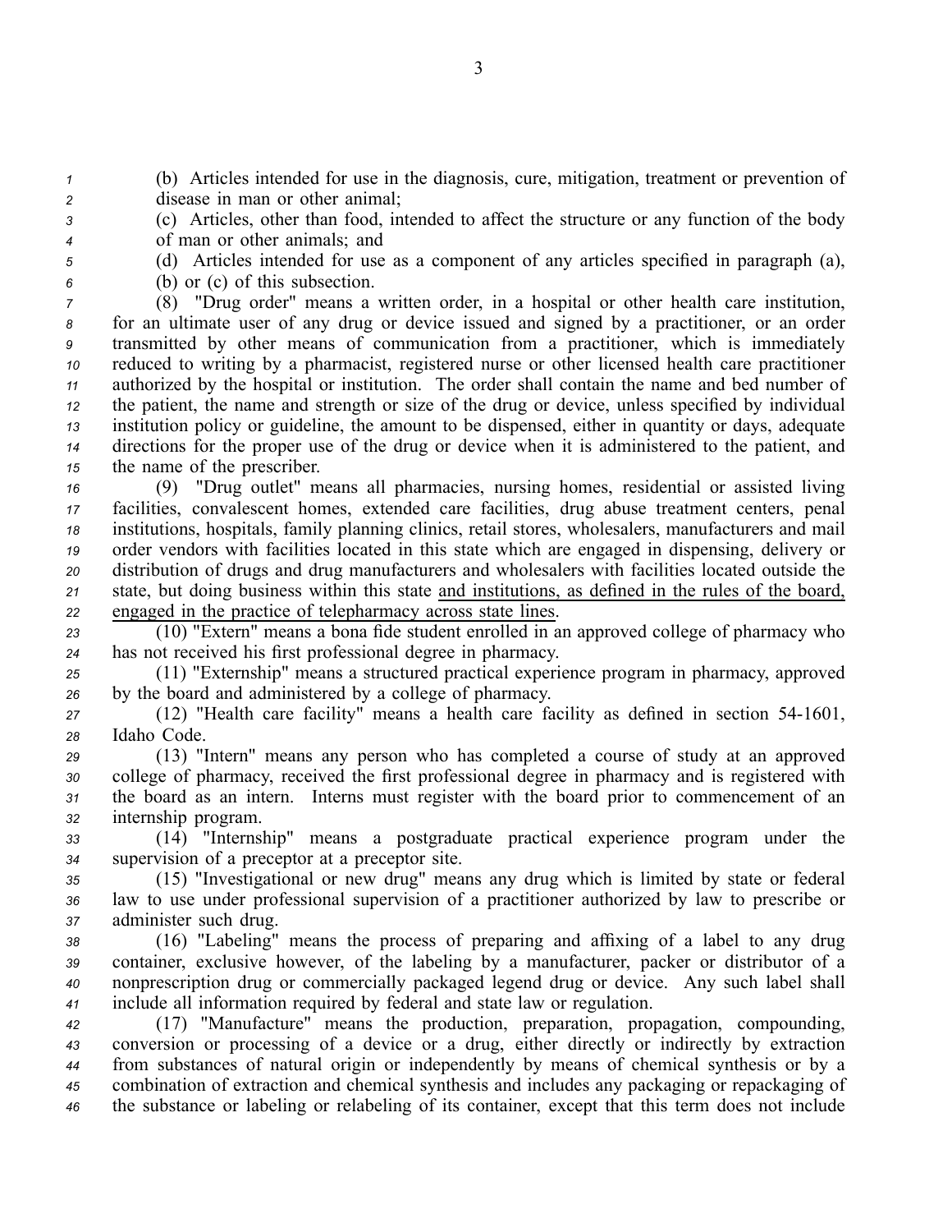(b) Articles intended for use in the diagnosis, cure, mitigation, treatment or prevention of disease in man or other animal;

(c) Articles, other than food, intended to affect the structure or any function of the body of man or other animals; and

(d) Articles intended for use as a component of any articles specified in paragraph (a), (b) or (c) of this subsection.

(8) "Drug order" means a written order, in a hospital or other health care institution, for an ultimate user of any drug or device issued and signed by a practitioner, or an order transmitted by other means of communication from a practitioner, which is immediately reduced to writing by a pharmacist, registered nurse or other licensed health care practitioner authorized by the hospital or institution. The order shall contain the name and bed number of the patient, the name and strength or size of the drug or device, unless specified by individual institution policy or guideline, the amount to be dispensed, either in quantity or days, adequate directions for the proper use of the drug or device when it is administered to the patient, and the name of the prescriber.

(9) "Drug outlet" means all pharmacies, nursing homes, residential or assisted living facilities, convalescent homes, extended care facilities, drug abuse treatment centers, penal institutions, hospitals, family planning clinics, retail stores, wholesalers, manufacturers and mail order vendors with facilities located in this state which are engaged in dispensing, delivery or distribution of drugs and drug manufacturers and wholesalers with facilities located outside the state, but doing business within this state <u>and institutions, as defined in the rules of the board, engaged in the practice of telepharmacy across state lines</u>.

(10) "Extern" means a bona fide student enrolled in an approved college of pharmacy who has not received his first professional degree in pharmacy.

(11) "Externship" means a structured practical experience program in pharmacy, approved by the board and administered by a college of pharmacy.

(12) "Health care facility" means a health care facility as defined in section 54-1601, Idaho Code.

(13) "Intern" means any person who has completed a course of study at an approved college of pharmacy, received the first professional degree in pharmacy and is registered with the board as an intern. Interns must register with the board prior to commencement of an internship program.

(14) "Internship" means a postgraduate practical experience program under the supervision of a preceptor at a preceptor site.

(15) "Investigational or new drug" means any drug which is limited by state or federal law to use under professional supervision of a practitioner authorized by law to prescribe or administer such drug.

(16) "Labeling" means the process of preparing and affixing of a label to any drug container, exclusive however, of the labeling by a manufacturer, packer or distributor of a nonprescription drug or commercially packaged legend drug or device. Any such label shall include all information required by federal and state law or regulation.

(17) "Manufacture" means the production, preparation, propagation, compounding, conversion or processing of a device or a drug, either directly or indirectly by extraction from substances of natural origin or independently by means of chemical synthesis or by a combination of extraction and chemical synthesis and includes any packaging or repackaging of the substance or labeling or relabeling of its container, except that this term does not include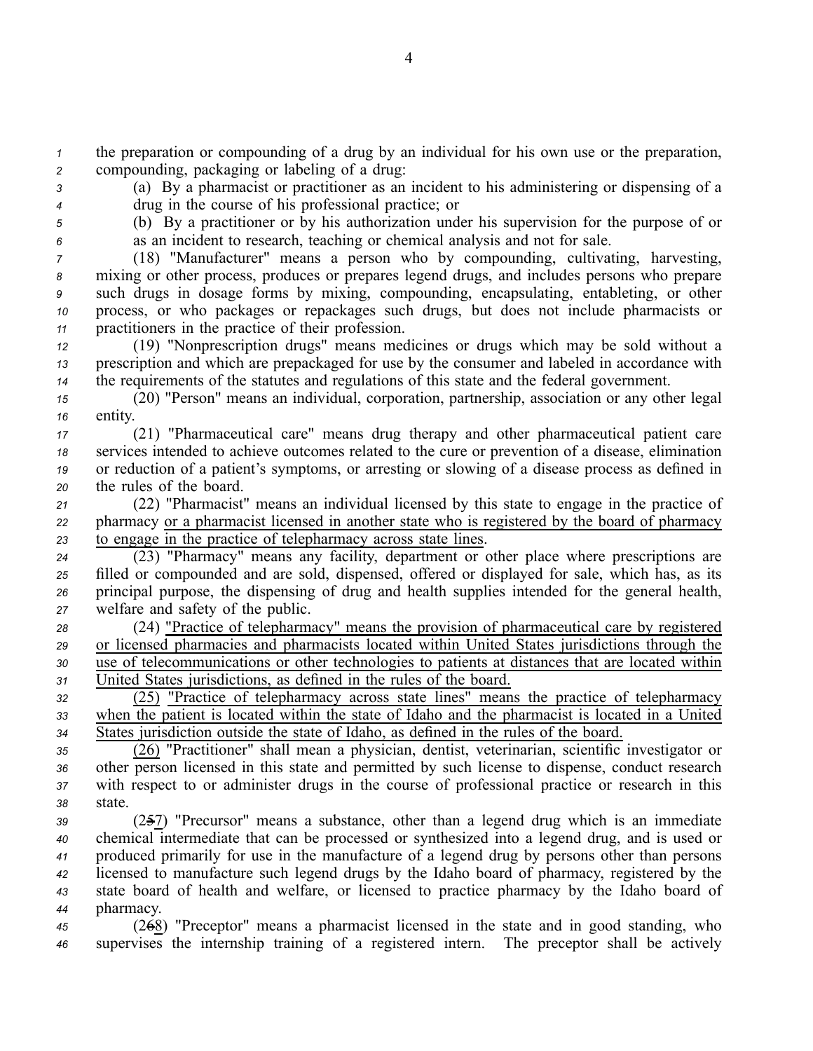the preparation or compounding of a drug by an individual for his own use or the preparation, compounding, packaging or labeling of a drug:

(a) By a pharmacist or practitioner as an incident to his administering or dispensing of a drug in the course of his professional practice; or

(b) By a practitioner or by his authorization under his supervision for the purpose of or as an incident to research, teaching or chemical analysis and not for sale.

(18) "Manufacturer" means a person who by compounding, cultivating, harvesting, mixing or other process, produces or prepares legend drugs, and includes persons who prepare such drugs in dosage forms by mixing, compounding, encapsulating, entableting, or other process, or who packages or repackages such drugs, but does not include pharmacists or practitioners in the practice of their profession.

(19) "Nonprescription drugs" means medicines or drugs which may be sold without a prescription and which are prepackaged for use by the consumer and labeled in accordance with the requirements of the statutes and regulations of this state and the federal government.

(20) "Person" means an individual, corporation, partnership, association or any other legal entity.

(21) "Pharmaceutical care" means drug therapy and other pharmaceutical patient care services intended to achieve outcomes related to the cure or prevention of a disease, elimination or reduction of a patient's symptoms, or arresting or slowing of a disease process as defined in the rules of the board.

(22) "Pharmacist" means an individual licensed by this state to engage in the practice of pharmacy or a pharmacist licensed in another state who is registered by the board of pharmacy to engage in the practice of telepharmacy across state lines.

(23) "Pharmacy" means any facility, department or other place where prescriptions are filled or compounded and are sold, dispensed, offered or displayed for sale, which has, as its principal purpose, the dispensing of drug and health supplies intended for the general health, welfare and safety of the public.

(24) "Practice of telepharmacy" means the provision of pharmaceutical care by registered or licensed pharmacies and pharmacists located within United States jurisdictions through the use of telecommunications or other technologies to patients at distances that are located within United States jurisdictions, as defined in the rules of the board.

(25) "Practice of telepharmacy across state lines" means the practice of telepharmacy when the patient is located within the state of Idaho and the pharmacist is located in a United States jurisdiction outside the state of Idaho, as defined in the rules of the board.

(26) "Practitioner" shall mean a physician, dentist, veterinarian, scientific investigator or other person licensed in this state and permitted by such license to dispense, conduct research with respect to or administer drugs in the course of professional practice or research in this state.

(2~~5~~7) "Precursor" means a substance, other than a legend drug which is an immediate chemical intermediate that can be processed or synthesized into a legend drug, and is used or produced primarily for use in the manufacture of a legend drug by persons other than persons licensed to manufacture such legend drugs by the Idaho board of pharmacy, registered by the state board of health and welfare, or licensed to practice pharmacy by the Idaho board of pharmacy.

(2~~6~~8) "Preceptor" means a pharmacist licensed in the state and in good standing, who supervises the internship training of a registered intern. The preceptor shall be actively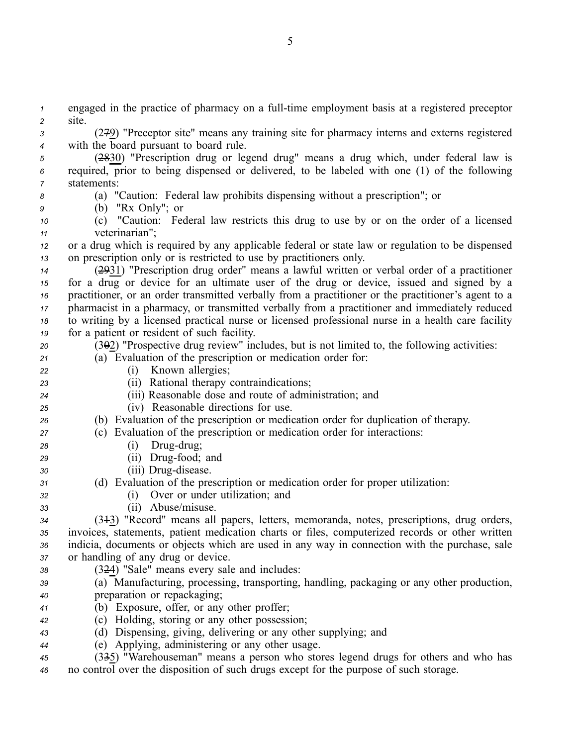engaged in the practice of pharmacy on a full-time employment basis at a registered preceptor site.

(2~~7~~9) "Preceptor site" means any training site for pharmacy interns and externs registered with the board pursuant to board rule.

(~~28~~30) "Prescription drug or legend drug" means a drug which, under federal law is required, prior to being dispensed or delivered, to be labeled with one (1) of the following statements:

(a) "Caution: Federal law prohibits dispensing without a prescription"; or

(b) "Rx Only"; or

(c) "Caution: Federal law restricts this drug to use by or on the order of a licensed veterinarian";

or a drug which is required by any applicable federal or state law or regulation to be dispensed on prescription only or is restricted to use by practitioners only.

(~~29~~31) "Prescription drug order" means a lawful written or verbal order of a practitioner for a drug or device for an ultimate user of the drug or device, issued and signed by a practitioner, or an order transmitted verbally from a practitioner or the practitioner's agent to a pharmacist in a pharmacy, or transmitted verbally from a practitioner and immediately reduced to writing by a licensed practical nurse or licensed professional nurse in a health care facility for a patient or resident of such facility.

(3~~0~~2) "Prospective drug review" includes, but is not limited to, the following activities:

(a) Evaluation of the prescription or medication order for:

(i) Known allergies;

(ii) Rational therapy contraindications;

(iii) Reasonable dose and route of administration; and

(iv) Reasonable directions for use.

(b) Evaluation of the prescription or medication order for duplication of therapy.

(c) Evaluation of the prescription or medication order for interactions:

(i) Drug-drug;

(ii) Drug-food; and

(iii) Drug-disease.

(d) Evaluation of the prescription or medication order for proper utilization:

(i) Over or under utilization; and

(ii) Abuse/misuse.

(3~~1~~3) "Record" means all papers, letters, memoranda, notes, prescriptions, drug orders, invoices, statements, patient medication charts or files, computerized records or other written indicia, documents or objects which are used in any way in connection with the purchase, sale or handling of any drug or device.

(3~~2~~4) "Sale" means every sale and includes:

(a) Manufacturing, processing, transporting, handling, packaging or any other production, preparation or repackaging;

(b) Exposure, offer, or any other proffer;

(c) Holding, storing or any other possession;

(d) Dispensing, giving, delivering or any other supplying; and

(e) Applying, administering or any other usage.

(3~~3~~5) "Warehouseman" means a person who stores legend drugs for others and who has no control over the disposition of such drugs except for the purpose of such storage.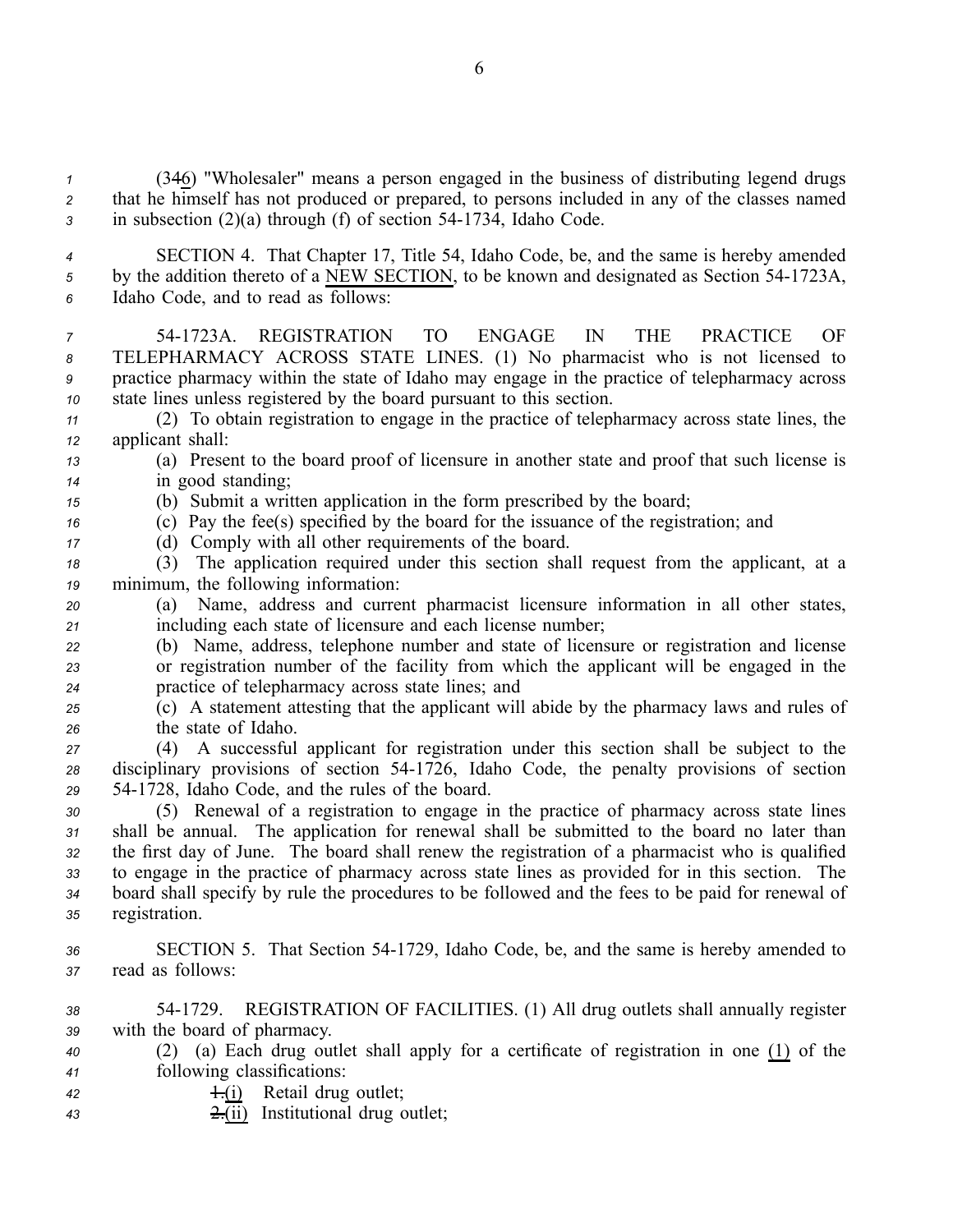(346) "Wholesaler" means a person engaged in the business of distributing legend drugs that he himself has not produced or prepared, to persons included in any of the classes named in subsection (2)(a) through (f) of section 54-1734, Idaho Code.

SECTION 4. That Chapter 17, Title 54, Idaho Code, be, and the same is hereby amended by the addition thereto of a NEW SECTION, to be known and designated as Section 54-1723A, Idaho Code, and to read as follows:

54-1723A. REGISTRATION TO ENGAGE IN THE PRACTICE OF TELEPHARMACY ACROSS STATE LINES. (1) No pharmacist who is not licensed to practice pharmacy within the state of Idaho may engage in the practice of telepharmacy across state lines unless registered by the board pursuant to this section.

(2) To obtain registration to engage in the practice of telepharmacy across state lines, the applicant shall:

(a) Present to the board proof of licensure in another state and proof that such license is in good standing;

(b) Submit a written application in the form prescribed by the board;

(c) Pay the fee(s) specified by the board for the issuance of the registration; and

(d) Comply with all other requirements of the board.

(3) The application required under this section shall request from the applicant, at a minimum, the following information:

(a) Name, address and current pharmacist licensure information in all other states, including each state of licensure and each license number;

(b) Name, address, telephone number and state of licensure or registration and license or registration number of the facility from which the applicant will be engaged in the practice of telepharmacy across state lines; and

(c) A statement attesting that the applicant will abide by the pharmacy laws and rules of the state of Idaho.

(4) A successful applicant for registration under this section shall be subject to the disciplinary provisions of section 54-1726, Idaho Code, the penalty provisions of section 54-1728, Idaho Code, and the rules of the board.

(5) Renewal of a registration to engage in the practice of pharmacy across state lines shall be annual. The application for renewal shall be submitted to the board no later than the first day of June. The board shall renew the registration of a pharmacist who is qualified to engage in the practice of pharmacy across state lines as provided for in this section. The board shall specify by rule the procedures to be followed and the fees to be paid for renewal of registration.

SECTION 5. That Section 54-1729, Idaho Code, be, and the same is hereby amended to read as follows:

54-1729. REGISTRATION OF FACILITIES. (1) All drug outlets shall annually register with the board of pharmacy.

(2) (a) Each drug outlet shall apply for a certificate of registration in one (1) of the following classifications:

~~1.~~(i) Retail drug outlet;

~~2.~~(ii) Institutional drug outlet;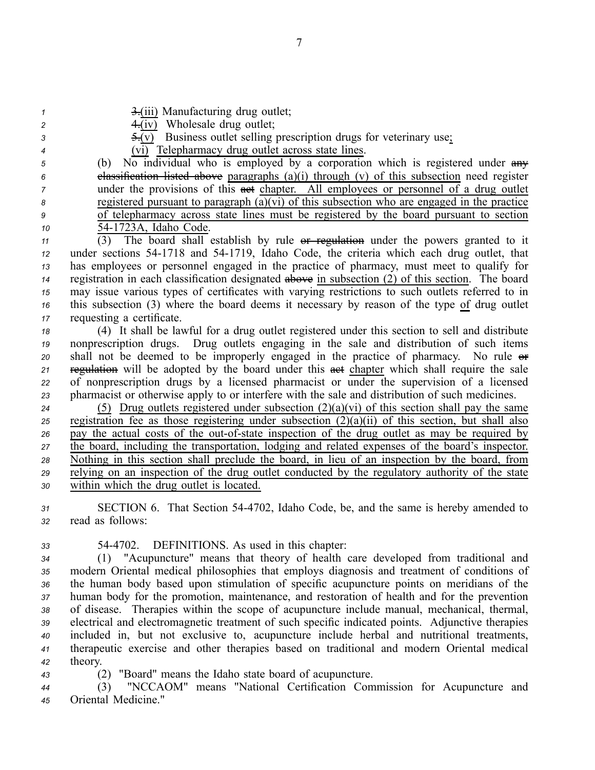~~3.~~(iii) Manufacturing drug outlet;

~~4.~~(iv) Wholesale drug outlet;

~~5.~~(v) Business outlet selling prescription drugs for veterinary use;

(vi) Telepharmacy drug outlet across state lines.

(b) No individual who is employed by a corporation which is registered under ~~any classification listed above~~ paragraphs (a)(i) through (v) of this subsection need register under the provisions of this ~~act~~ chapter. All employees or personnel of a drug outlet registered pursuant to paragraph (a)(vi) of this subsection who are engaged in the practice of telepharmacy across state lines must be registered by the board pursuant to section 54-1723A, Idaho Code.

(3) The board shall establish by rule ~~or regulation~~ under the powers granted to it under sections 54-1718 and 54-1719, Idaho Code, the criteria which each drug outlet, that has employees or personnel engaged in the practice of pharmacy, must meet to qualify for registration in each classification designated ~~above~~ in subsection (2) of this section. The board may issue various types of certificates with varying restrictions to such outlets referred to in this subsection (3) where the board deems it necessary by reason of the type of drug outlet requesting a certificate.

(4) It shall be lawful for a drug outlet registered under this section to sell and distribute nonprescription drugs. Drug outlets engaging in the sale and distribution of such items shall not be deemed to be improperly engaged in the practice of pharmacy. No rule ~~or regulation~~ will be adopted by the board under this ~~act~~ chapter which shall require the sale of nonprescription drugs by a licensed pharmacist or under the supervision of a licensed pharmacist or otherwise apply to or interfere with the sale and distribution of such medicines.

(5) Drug outlets registered under subsection (2)(a)(vi) of this section shall pay the same registration fee as those registering under subsection (2)(a)(ii) of this section, but shall also pay the actual costs of the out-of-state inspection of the drug outlet as may be required by the board, including the transportation, lodging and related expenses of the board's inspector. Nothing in this section shall preclude the board, in lieu of an inspection by the board, from relying on an inspection of the drug outlet conducted by the regulatory authority of the state within which the drug outlet is located.

SECTION 6. That Section 54-4702, Idaho Code, be, and the same is hereby amended to read as follows:

54-4702. DEFINITIONS. As used in this chapter:

(1) "Acupuncture" means that theory of health care developed from traditional and modern Oriental medical philosophies that employs diagnosis and treatment of conditions of the human body based upon stimulation of specific acupuncture points on meridians of the human body for the promotion, maintenance, and restoration of health and for the prevention of disease. Therapies within the scope of acupuncture include manual, mechanical, thermal, electrical and electromagnetic treatment of such specific indicated points. Adjunctive therapies included in, but not exclusive to, acupuncture include herbal and nutritional treatments, therapeutic exercise and other therapies based on traditional and modern Oriental medical theory.

(2) "Board" means the Idaho state board of acupuncture.

(3) "NCCAOM" means "National Certification Commission for Acupuncture and Oriental Medicine."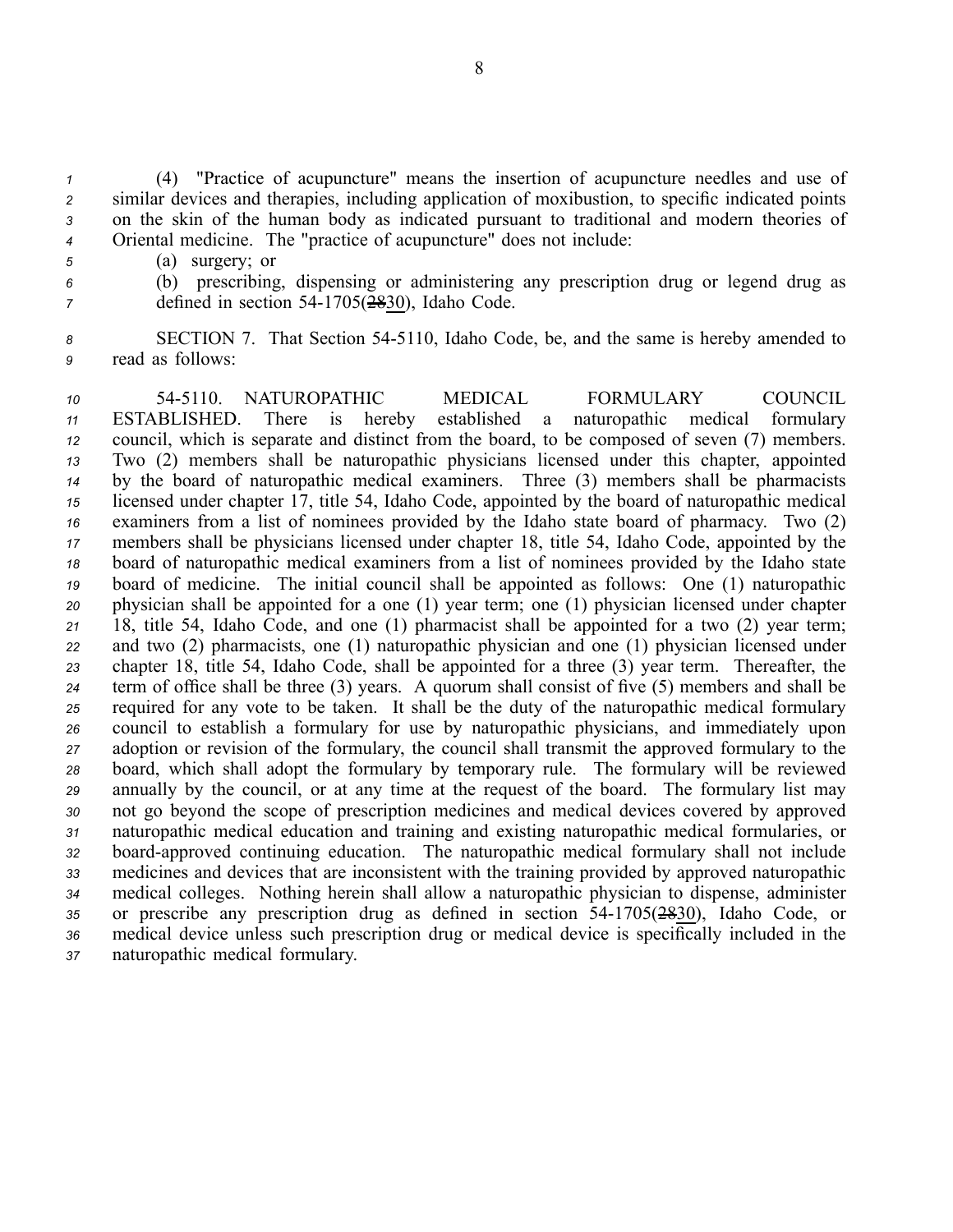(4) "Practice of acupuncture" means the insertion of acupuncture needles and use of similar devices and therapies, including application of moxibustion, to specific indicated points on the skin of the human body as indicated pursuant to traditional and modern theories of Oriental medicine. The "practice of acupuncture" does not include:

(a) surgery; or

(b) prescribing, dispensing or administering any prescription drug or legend drug as defined in section 54-1705(~~28~~30), Idaho Code.

SECTION 7. That Section 54-5110, Idaho Code, be, and the same is hereby amended to read as follows:

54-5110. NATUROPATHIC MEDICAL FORMULARY COUNCIL ESTABLISHED. There is hereby established a naturopathic medical formulary council, which is separate and distinct from the board, to be composed of seven (7) members. Two (2) members shall be naturopathic physicians licensed under this chapter, appointed by the board of naturopathic medical examiners. Three (3) members shall be pharmacists licensed under chapter 17, title 54, Idaho Code, appointed by the board of naturopathic medical examiners from a list of nominees provided by the Idaho state board of pharmacy. Two (2) members shall be physicians licensed under chapter 18, title 54, Idaho Code, appointed by the board of naturopathic medical examiners from a list of nominees provided by the Idaho state board of medicine. The initial council shall be appointed as follows: One (1) naturopathic physician shall be appointed for a one (1) year term; one (1) physician licensed under chapter 18, title 54, Idaho Code, and one (1) pharmacist shall be appointed for a two (2) year term; and two (2) pharmacists, one (1) naturopathic physician and one (1) physician licensed under chapter 18, title 54, Idaho Code, shall be appointed for a three (3) year term. Thereafter, the term of office shall be three (3) years. A quorum shall consist of five (5) members and shall be required for any vote to be taken. It shall be the duty of the naturopathic medical formulary council to establish a formulary for use by naturopathic physicians, and immediately upon adoption or revision of the formulary, the council shall transmit the approved formulary to the board, which shall adopt the formulary by temporary rule. The formulary will be reviewed annually by the council, or at any time at the request of the board. The formulary list may not go beyond the scope of prescription medicines and medical devices covered by approved naturopathic medical education and training and existing naturopathic medical formularies, or board-approved continuing education. The naturopathic medical formulary shall not include medicines and devices that are inconsistent with the training provided by approved naturopathic medical colleges. Nothing herein shall allow a naturopathic physician to dispense, administer or prescribe any prescription drug as defined in section 54-1705(~~28~~30), Idaho Code, or medical device unless such prescription drug or medical device is specifically included in the naturopathic medical formulary.